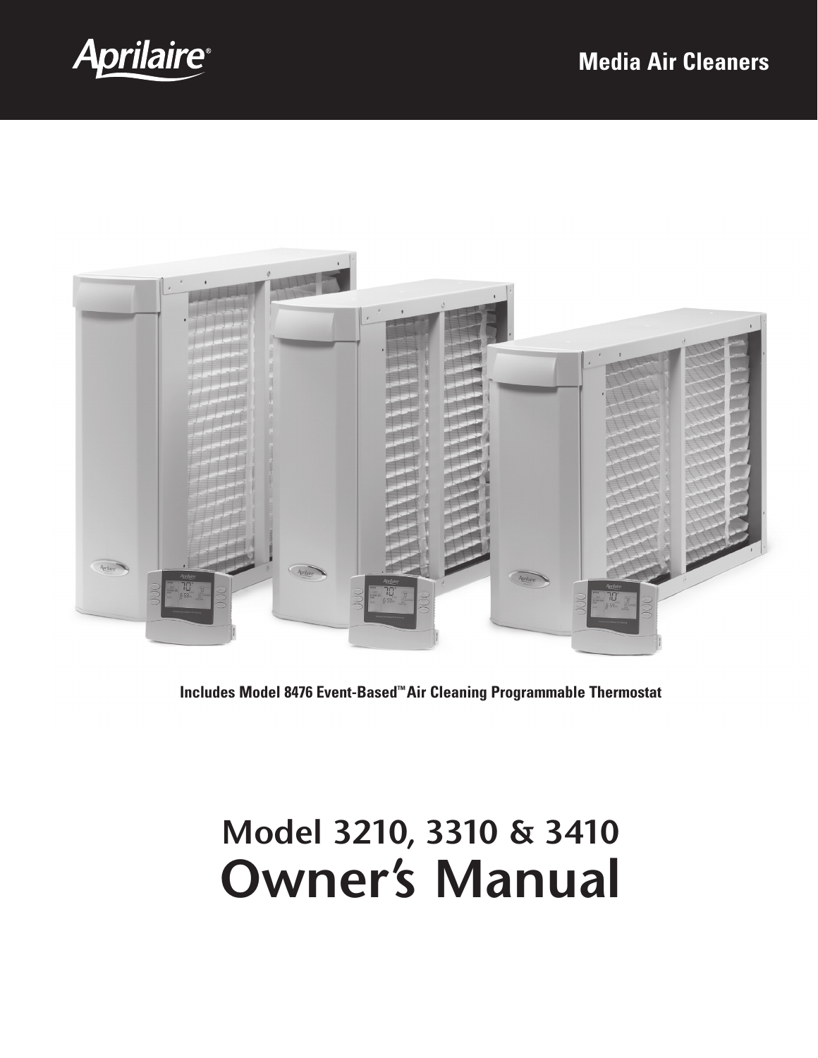Aprilaire®

**Media Air Cleaners**

**Includes Model 8476 Event-Based™ Air Cleaning Programmable Thermostat**

# Model 3210, 3310 & 3410
# Owner's Manual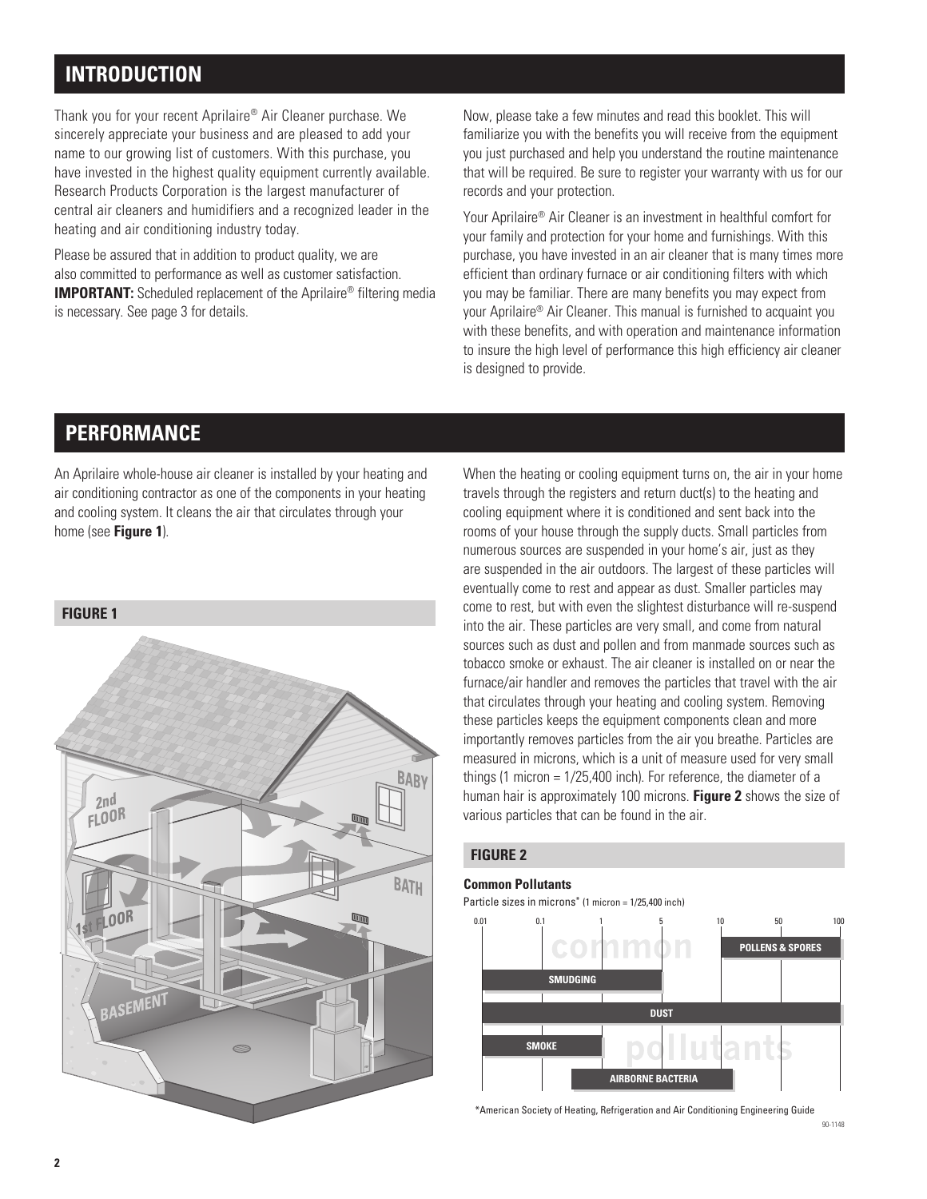## INTRODUCTION

Thank you for your recent Aprilaire® Air Cleaner purchase. We sincerely appreciate your business and are pleased to add your name to our growing list of customers. With this purchase, you have invested in the highest quality equipment currently available. Research Products Corporation is the largest manufacturer of central air cleaners and humidifiers and a recognized leader in the heating and air conditioning industry today.

Please be assured that in addition to product quality, we are also committed to performance as well as customer satisfaction. **IMPORTANT:** Scheduled replacement of the Aprilaire® filtering media is necessary. See page 3 for details.

Now, please take a few minutes and read this booklet. This will familiarize you with the benefits you will receive from the equipment you just purchased and help you understand the routine maintenance that will be required. Be sure to register your warranty with us for our records and your protection.

Your Aprilaire® Air Cleaner is an investment in healthful comfort for your family and protection for your home and furnishings. With this purchase, you have invested in an air cleaner that is many times more efficient than ordinary furnace or air conditioning filters with which you may be familiar. There are many benefits you may expect from your Aprilaire® Air Cleaner. This manual is furnished to acquaint you with these benefits, and with operation and maintenance information to insure the high level of performance this high efficiency air cleaner is designed to provide.

## PERFORMANCE

An Aprilaire whole-house air cleaner is installed by your heating and air conditioning contractor as one of the components in your heating and cooling system. It cleans the air that circulates through your home (see **Figure 1**).

**FIGURE 1**

When the heating or cooling equipment turns on, the air in your home travels through the registers and return duct(s) to the heating and cooling equipment where it is conditioned and sent back into the rooms of your house through the supply ducts. Small particles from numerous sources are suspended in your home's air, just as they are suspended in the air outdoors. The largest of these particles will eventually come to rest and appear as dust. Smaller particles may come to rest, but with even the slightest disturbance will re-suspend into the air. These particles are very small, and come from natural sources such as dust and pollen and from manmade sources such as tobacco smoke or exhaust. The air cleaner is installed on or near the furnace/air handler and removes the particles that travel with the air that circulates through your heating and cooling system. Removing these particles keeps the equipment components clean and more importantly removes particles from the air you breathe. Particles are measured in microns, which is a unit of measure used for very small things (1 micron = 1/25,400 inch). For reference, the diameter of a human hair is approximately 100 microns. **Figure 2** shows the size of various particles that can be found in the air.

**FIGURE 2**

**Common Pollutants**

Particle sizes in microns* (1 micron = 1/25,400 inch)

| Pollutant | Particle size range (microns) |
|---|---|
| POLLENS & SPORES | 10 – 100 |
| SMUDGING | 0.01 – 5 |
| DUST | 0.01 – 100 |
| SMOKE | 0.01 – 1 |
| AIRBORNE BACTERIA | 0.3 – 10 |

*American Society of Heating, Refrigeration and Air Conditioning Engineering Guide

90-1148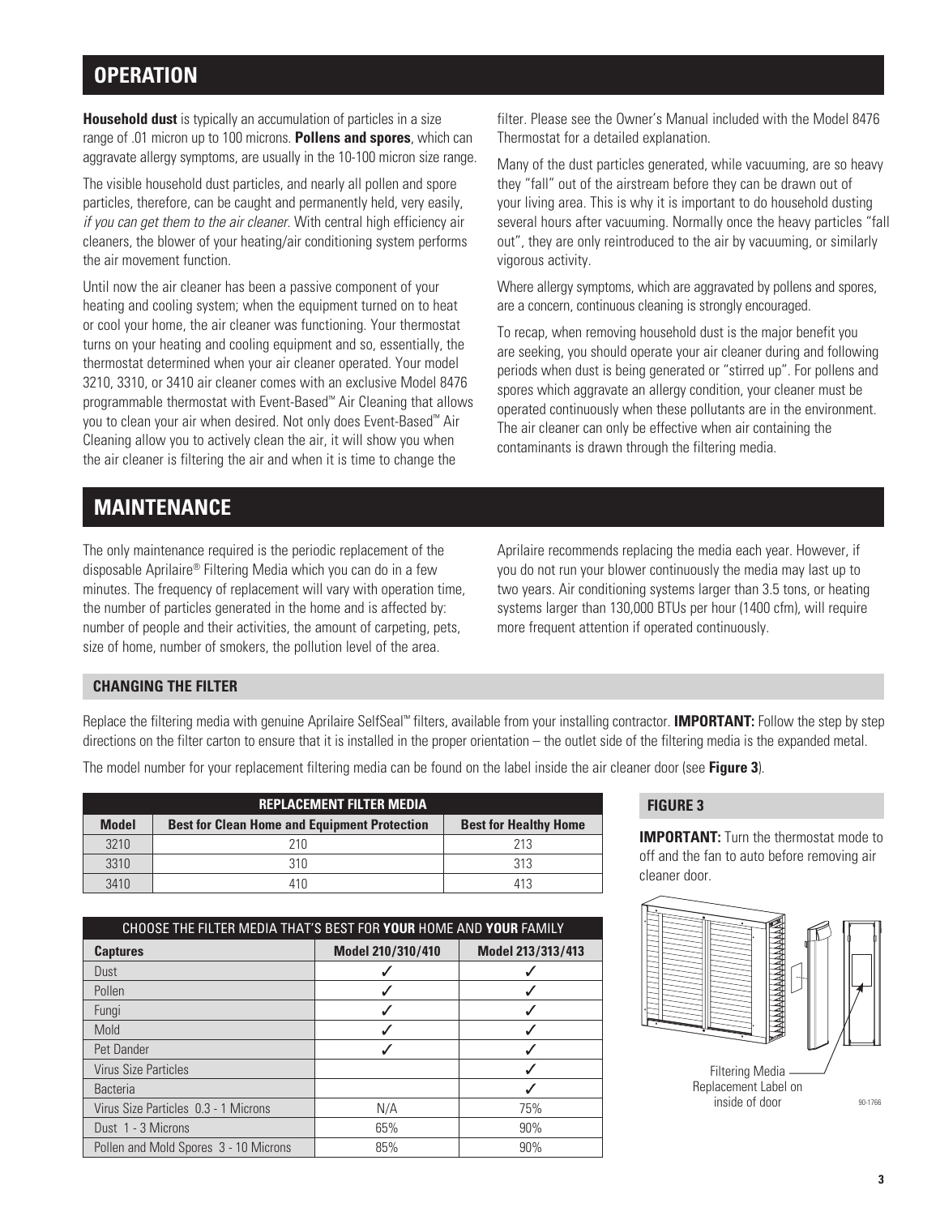## OPERATION

**Household dust** is typically an accumulation of particles in a size range of .01 micron up to 100 microns. **Pollens and spores**, which can aggravate allergy symptoms, are usually in the 10-100 micron size range.

The visible household dust particles, and nearly all pollen and spore particles, therefore, can be caught and permanently held, very easily, *if you can get them to the air cleaner*. With central high efficiency air cleaners, the blower of your heating/air conditioning system performs the air movement function.

Until now the air cleaner has been a passive component of your heating and cooling system; when the equipment turned on to heat or cool your home, the air cleaner was functioning. Your thermostat turns on your heating and cooling equipment and so, essentially, the thermostat determined when your air cleaner operated. Your model 3210, 3310, or 3410 air cleaner comes with an exclusive Model 8476 programmable thermostat with Event-Based™ Air Cleaning that allows you to clean your air when desired. Not only does Event-Based™ Air Cleaning allow you to actively clean the air, it will show you when the air cleaner is filtering the air and when it is time to change the filter. Please see the Owner's Manual included with the Model 8476 Thermostat for a detailed explanation.

Many of the dust particles generated, while vacuuming, are so heavy they "fall" out of the airstream before they can be drawn out of your living area. This is why it is important to do household dusting several hours after vacuuming. Normally once the heavy particles "fall out", they are only reintroduced to the air by vacuuming, or similarly vigorous activity.

Where allergy symptoms, which are aggravated by pollens and spores, are a concern, continuous cleaning is strongly encouraged.

To recap, when removing household dust is the major benefit you are seeking, you should operate your air cleaner during and following periods when dust is being generated or "stirred up". For pollens and spores which aggravate an allergy condition, your cleaner must be operated continuously when these pollutants are in the environment. The air cleaner can only be effective when air containing the contaminants is drawn through the filtering media.

## MAINTENANCE

The only maintenance required is the periodic replacement of the disposable Aprilaire® Filtering Media which you can do in a few minutes. The frequency of replacement will vary with operation time, the number of particles generated in the home and is affected by: number of people and their activities, the amount of carpeting, pets, size of home, number of smokers, the pollution level of the area.

Aprilaire recommends replacing the media each year. However, if you do not run your blower continuously the media may last up to two years. Air conditioning systems larger than 3.5 tons, or heating systems larger than 130,000 BTUs per hour (1400 cfm), will require more frequent attention if operated continuously.

### CHANGING THE FILTER

Replace the filtering media with genuine Aprilaire SelfSeal™ filters, available from your installing contractor. **IMPORTANT:** Follow the step by step directions on the filter carton to ensure that it is installed in the proper orientation – the outlet side of the filtering media is the expanded metal.

The model number for your replacement filtering media can be found on the label inside the air cleaner door (see **Figure 3**).

| REPLACEMENT FILTER MEDIA | | |
|---|---|---|
| **Model** | **Best for Clean Home and Equipment Protection** | **Best for Healthy Home** |
| 3210 | 210 | 213 |
| 3310 | 310 | 313 |
| 3410 | 410 | 413 |

| CHOOSE THE FILTER MEDIA THAT'S BEST FOR **YOUR** HOME AND **YOUR** FAMILY | | |
|---|---|---|
| **Captures** | **Model 210/310/410** | **Model 213/313/413** |
| Dust | ✓ | ✓ |
| Pollen | ✓ | ✓ |
| Fungi | ✓ | ✓ |
| Mold | ✓ | ✓ |
| Pet Dander | ✓ | ✓ |
| Virus Size Particles | | ✓ |
| Bacteria | | ✓ |
| Virus Size Particles 0.3 - 1 Microns | N/A | 75% |
| Dust 1 - 3 Microns | 65% | 90% |
| Pollen and Mold Spores 3 - 10 Microns | 85% | 90% |

### FIGURE 3

**IMPORTANT:** Turn the thermostat mode to off and the fan to auto before removing air cleaner door.

Filtering Media Replacement Label on inside of door

90-1766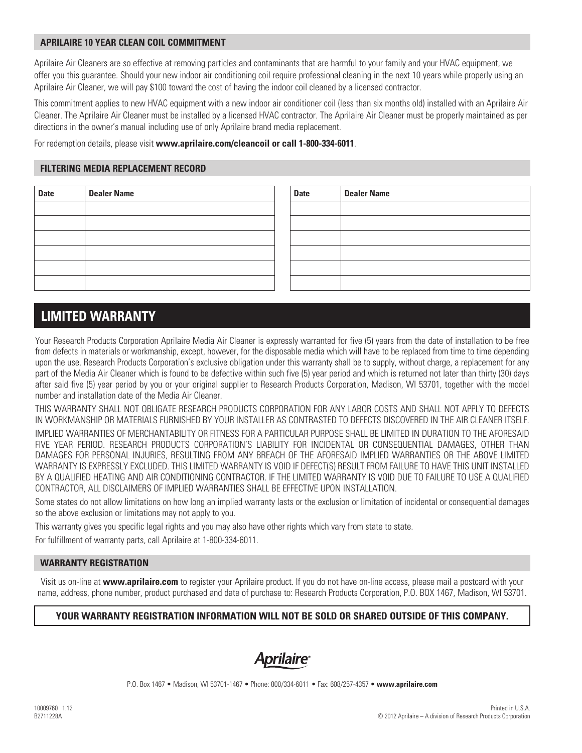## APRILAIRE 10 YEAR CLEAN COIL COMMITMENT

Aprilaire Air Cleaners are so effective at removing particles and contaminants that are harmful to your family and your HVAC equipment, we offer you this guarantee. Should your new indoor air conditioning coil require professional cleaning in the next 10 years while properly using an Aprilaire Air Cleaner, we will pay $100 toward the cost of having the indoor coil cleaned by a licensed contractor.

This commitment applies to new HVAC equipment with a new indoor air conditioner coil (less than six months old) installed with an Aprilaire Air Cleaner. The Aprilaire Air Cleaner must be installed by a licensed HVAC contractor. The Aprilaire Air Cleaner must be properly maintained as per directions in the owner's manual including use of only Aprilaire brand media replacement.

For redemption details, please visit **www.aprilaire.com/cleancoil or call 1-800-334-6011**.

## FILTERING MEDIA REPLACEMENT RECORD

| Date | Dealer Name |
|---|---|
| | |
| | |
| | |
| | |
| | |
| | |

| Date | Dealer Name |
|---|---|
| | |
| | |
| | |
| | |
| | |
| | |

# LIMITED WARRANTY

Your Research Products Corporation Aprilaire Media Air Cleaner is expressly warranted for five (5) years from the date of installation to be free from defects in materials or workmanship, except, however, for the disposable media which will have to be replaced from time to time depending upon the use. Research Products Corporation's exclusive obligation under this warranty shall be to supply, without charge, a replacement for any part of the Media Air Cleaner which is found to be defective within such five (5) year period and which is returned not later than thirty (30) days after said five (5) year period by you or your original supplier to Research Products Corporation, Madison, WI 53701, together with the model number and installation date of the Media Air Cleaner.

THIS WARRANTY SHALL NOT OBLIGATE RESEARCH PRODUCTS CORPORATION FOR ANY LABOR COSTS AND SHALL NOT APPLY TO DEFECTS IN WORKMANSHIP OR MATERIALS FURNISHED BY YOUR INSTALLER AS CONTRASTED TO DEFECTS DISCOVERED IN THE AIR CLEANER ITSELF.

IMPLIED WARRANTIES OF MERCHANTABILITY OR FITNESS FOR A PARTICULAR PURPOSE SHALL BE LIMITED IN DURATION TO THE AFORESAID FIVE YEAR PERIOD. RESEARCH PRODUCTS CORPORATION'S LIABILITY FOR INCIDENTAL OR CONSEQUENTIAL DAMAGES, OTHER THAN DAMAGES FOR PERSONAL INJURIES, RESULTING FROM ANY BREACH OF THE AFORESAID IMPLIED WARRANTIES OR THE ABOVE LIMITED WARRANTY IS EXPRESSLY EXCLUDED. THIS LIMITED WARRANTY IS VOID IF DEFECT(S) RESULT FROM FAILURE TO HAVE THIS UNIT INSTALLED BY A QUALIFIED HEATING AND AIR CONDITIONING CONTRACTOR. IF THE LIMITED WARRANTY IS VOID DUE TO FAILURE TO USE A QUALIFIED CONTRACTOR, ALL DISCLAIMERS OF IMPLIED WARRANTIES SHALL BE EFFECTIVE UPON INSTALLATION.

Some states do not allow limitations on how long an implied warranty lasts or the exclusion or limitation of incidental or consequential damages so the above exclusion or limitations may not apply to you.

This warranty gives you specific legal rights and you may also have other rights which vary from state to state.

For fulfillment of warranty parts, call Aprilaire at 1-800-334-6011.

## WARRANTY REGISTRATION

Visit us on-line at **www.aprilaire.com** to register your Aprilaire product. If you do not have on-line access, please mail a postcard with your name, address, phone number, product purchased and date of purchase to: Research Products Corporation, P.O. BOX 1467, Madison, WI 53701.

**YOUR WARRANTY REGISTRATION INFORMATION WILL NOT BE SOLD OR SHARED OUTSIDE OF THIS COMPANY.**

Aprilaire®

P.O. Box 1467 • Madison, WI 53701-1467 • Phone: 800/334-6011 • Fax: 608/257-4357 • **www.aprilaire.com**

10009760 1.12
B2711228A

Printed in U.S.A.
© 2012 Aprilaire – A division of Research Products Corporation